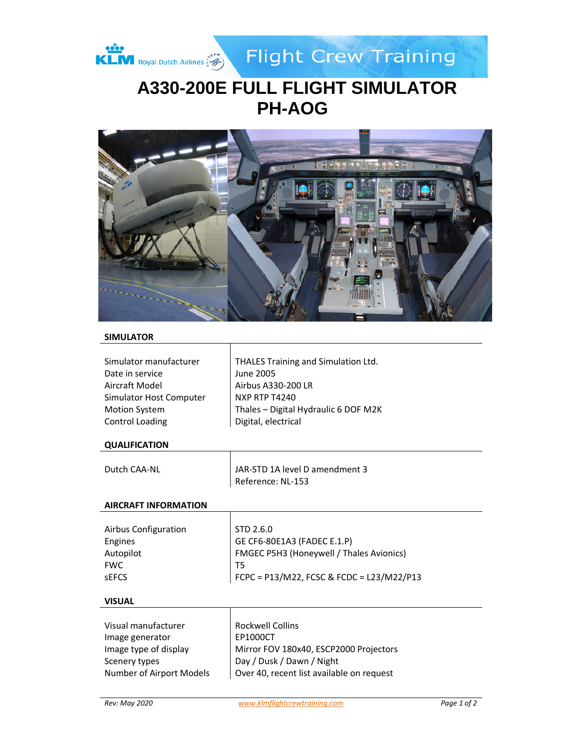# A330-200E FULL FLIGHT SIMULATOR PH-AOG

## SIMULATOR

| | |
|---|---|
| Simulator manufacturer | THALES Training and Simulation Ltd. |
| Date in service | June 2005 |
| Aircraft Model | Airbus A330-200 LR |
| Simulator Host Computer | NXP RTP T4240 |
| Motion System | Thales – Digital Hydraulic 6 DOF M2K |
| Control Loading | Digital, electrical |

## QUALIFICATION

| | |
|---|---|
| Dutch CAA-NL | JAR-STD 1A level D amendment 3<br>Reference: NL-153 |

## AIRCRAFT INFORMATION

| | |
|---|---|
| Airbus Configuration | STD 2.6.0 |
| Engines | GE CF6-80E1A3 (FADEC E.1.P) |
| Autopilot | FMGEC P5H3 (Honeywell / Thales Avionics) |
| FWC | T5 |
| sEFCS | FCPC = P13/M22, FCSC & FCDC = L23/M22/P13 |

## VISUAL

| | |
|---|---|
| Visual manufacturer | Rockwell Collins |
| Image generator | EP1000CT |
| Image type of display | Mirror FOV 180x40, ESCP2000 Projectors |
| Scenery types | Day / Dusk / Dawn / Night |
| Number of Airport Models | Over 40, recent list available on request |

*Rev: May 2020* www.klmflightcrewtraining.com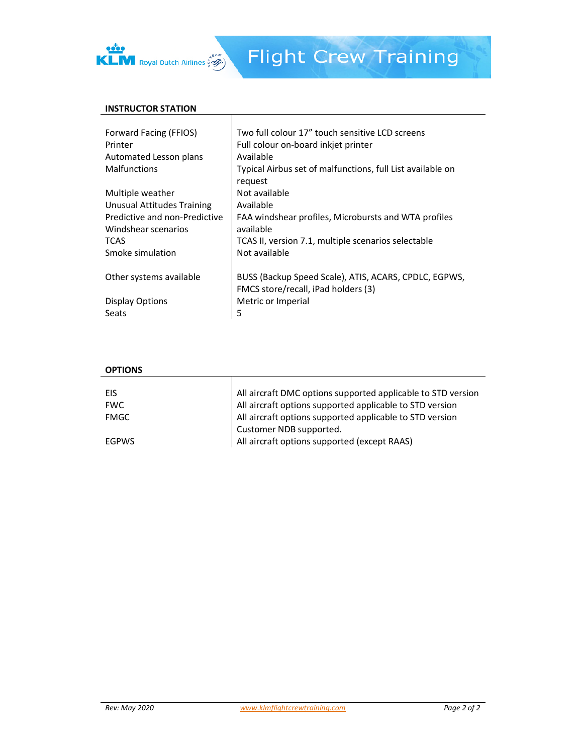## INSTRUCTOR STATION

| | |
|---|---|
| Forward Facing (FFIOS) | Two full colour 17" touch sensitive LCD screens |
| Printer | Full colour on-board inkjet printer |
| Automated Lesson plans | Available |
| Malfunctions | Typical Airbus set of malfunctions, full List available on request |
| Multiple weather | Not available |
| Unusual Attitudes Training | Available |
| Predictive and non-Predictive Windshear scenarios | FAA windshear profiles, Microbursts and WTA profiles available |
| TCAS | TCAS II, version 7.1, multiple scenarios selectable |
| Smoke simulation | Not available |
| Other systems available | BUSS (Backup Speed Scale), ATIS, ACARS, CPDLC, EGPWS, FMCS store/recall, iPad holders (3) |
| Display Options | Metric or Imperial |
| Seats | 5 |

## OPTIONS

| | |
|---|---|
| EIS | All aircraft DMC options supported applicable to STD version |
| FWC | All aircraft options supported applicable to STD version |
| FMGC | All aircraft options supported applicable to STD version Customer NDB supported. |
| EGPWS | All aircraft options supported (except RAAS) |

*Rev: May 2020* www.klmflightcrewtraining.com